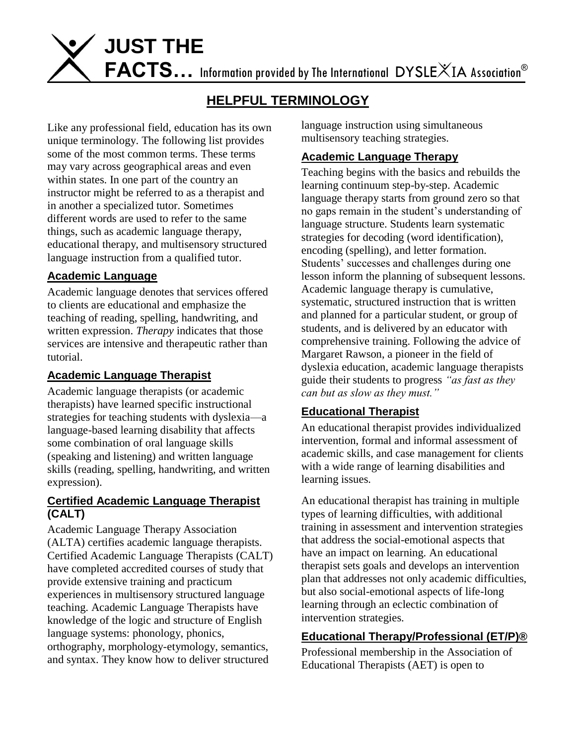# JUST THE FACTS… Information provided by The International DYSLEXIA Association®

## HELPFUL TERMINOLOGY

Like any professional field, education has its own unique terminology. The following list provides some of the most common terms. These terms may vary across geographical areas and even within states. In one part of the country an instructor might be referred to as a therapist and in another a specialized tutor. Sometimes different words are used to refer to the same things, such as academic language therapy, educational therapy, and multisensory structured language instruction from a qualified tutor.

### Academic Language

Academic language denotes that services offered to clients are educational and emphasize the teaching of reading, spelling, handwriting, and written expression. *Therapy* indicates that those services are intensive and therapeutic rather than tutorial.

### Academic Language Therapist

Academic language therapists (or academic therapists) have learned specific instructional strategies for teaching students with dyslexia—a language-based learning disability that affects some combination of oral language skills (speaking and listening) and written language skills (reading, spelling, handwriting, and written expression).

### Certified Academic Language Therapist (CALT)

Academic Language Therapy Association (ALTA) certifies academic language therapists. Certified Academic Language Therapists (CALT) have completed accredited courses of study that provide extensive training and practicum experiences in multisensory structured language teaching. Academic Language Therapists have knowledge of the logic and structure of English language systems: phonology, phonics, orthography, morphology-etymology, semantics, and syntax. They know how to deliver structured language instruction using simultaneous multisensory teaching strategies.

### Academic Language Therapy

Teaching begins with the basics and rebuilds the learning continuum step-by-step. Academic language therapy starts from ground zero so that no gaps remain in the student's understanding of language structure. Students learn systematic strategies for decoding (word identification), encoding (spelling), and letter formation. Students' successes and challenges during one lesson inform the planning of subsequent lessons. Academic language therapy is cumulative, systematic, structured instruction that is written and planned for a particular student, or group of students, and is delivered by an educator with comprehensive training. Following the advice of Margaret Rawson, a pioneer in the field of dyslexia education, academic language therapists guide their students to progress *"as fast as they can but as slow as they must."*

### Educational Therapist

An educational therapist provides individualized intervention, formal and informal assessment of academic skills, and case management for clients with a wide range of learning disabilities and learning issues.

An educational therapist has training in multiple types of learning difficulties, with additional training in assessment and intervention strategies that address the social-emotional aspects that have an impact on learning. An educational therapist sets goals and develops an intervention plan that addresses not only academic difficulties, but also social-emotional aspects of life-long learning through an eclectic combination of intervention strategies.

### Educational Therapy/Professional (ET/P)®

Professional membership in the Association of Educational Therapists (AET) is open to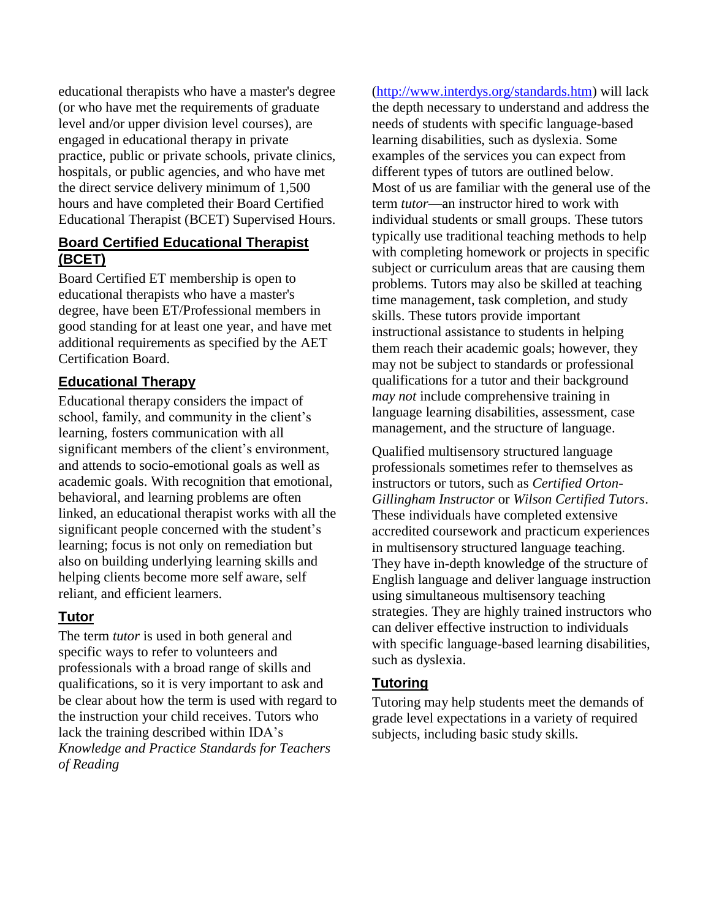educational therapists who have a master's degree (or who have met the requirements of graduate level and/or upper division level courses), are engaged in educational therapy in private practice, public or private schools, private clinics, hospitals, or public agencies, and who have met the direct service delivery minimum of 1,500 hours and have completed their Board Certified Educational Therapist (BCET) Supervised Hours.

## Board Certified Educational Therapist (BCET)

Board Certified ET membership is open to educational therapists who have a master's degree, have been ET/Professional members in good standing for at least one year, and have met additional requirements as specified by the AET Certification Board.

## Educational Therapy

Educational therapy considers the impact of school, family, and community in the client's learning, fosters communication with all significant members of the client's environment, and attends to socio-emotional goals as well as academic goals. With recognition that emotional, behavioral, and learning problems are often linked, an educational therapist works with all the significant people concerned with the student's learning; focus is not only on remediation but also on building underlying learning skills and helping clients become more self aware, self reliant, and efficient learners.

## Tutor

The term *tutor* is used in both general and specific ways to refer to volunteers and professionals with a broad range of skills and qualifications, so it is very important to ask and be clear about how the term is used with regard to the instruction your child receives. Tutors who lack the training described within IDA's *Knowledge and Practice Standards for Teachers of Reading* (http://www.interdys.org/standards.htm) will lack the depth necessary to understand and address the needs of students with specific language-based learning disabilities, such as dyslexia. Some examples of the services you can expect from different types of tutors are outlined below. Most of us are familiar with the general use of the term *tutor*—an instructor hired to work with individual students or small groups. These tutors typically use traditional teaching methods to help with completing homework or projects in specific subject or curriculum areas that are causing them problems. Tutors may also be skilled at teaching time management, task completion, and study skills. These tutors provide important instructional assistance to students in helping them reach their academic goals; however, they may not be subject to standards or professional qualifications for a tutor and their background *may not* include comprehensive training in language learning disabilities, assessment, case management, and the structure of language.

Qualified multisensory structured language professionals sometimes refer to themselves as instructors or tutors, such as *Certified Orton-Gillingham Instructor* or *Wilson Certified Tutors*. These individuals have completed extensive accredited coursework and practicum experiences in multisensory structured language teaching. They have in-depth knowledge of the structure of English language and deliver language instruction using simultaneous multisensory teaching strategies. They are highly trained instructors who can deliver effective instruction to individuals with specific language-based learning disabilities, such as dyslexia.

## Tutoring

Tutoring may help students meet the demands of grade level expectations in a variety of required subjects, including basic study skills.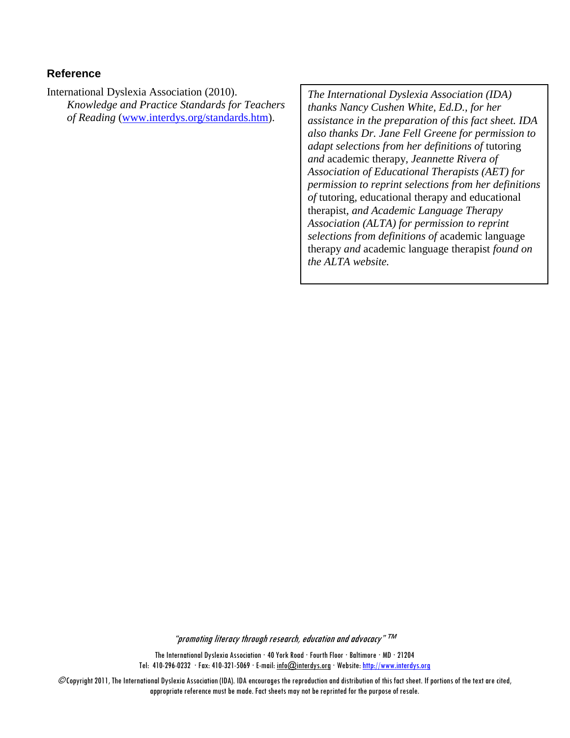## Reference

International Dyslexia Association (2010). *Knowledge and Practice Standards for Teachers of Reading* (www.interdys.org/standards.htm).

*The International Dyslexia Association (IDA) thanks Nancy Cushen White, Ed.D., for her assistance in the preparation of this fact sheet. IDA also thanks Dr. Jane Fell Greene for permission to adapt selections from her definitions of* tutoring *and* academic therapy, *Jeannette Rivera of Association of Educational Therapists (AET) for permission to reprint selections from her definitions of* tutoring, educational therapy and educational therapist, *and Academic Language Therapy Association (ALTA) for permission to reprint selections from definitions of* academic language therapy *and* academic language therapist *found on the ALTA website.*

*"promoting literacy through research, education and advocacy" ™*

The International Dyslexia Association · 40 York Road · Fourth Floor · Baltimore · MD · 21204
Tel: 410-296-0232 · Fax: 410-321-5069 · E-mail: info@interdys.org · Website: http://www.interdys.org

©Copyright 2011, The International Dyslexia Association (IDA). IDA encourages the reproduction and distribution of this fact sheet. If portions of the text are cited, appropriate reference must be made. Fact sheets may not be reprinted for the purpose of resale.